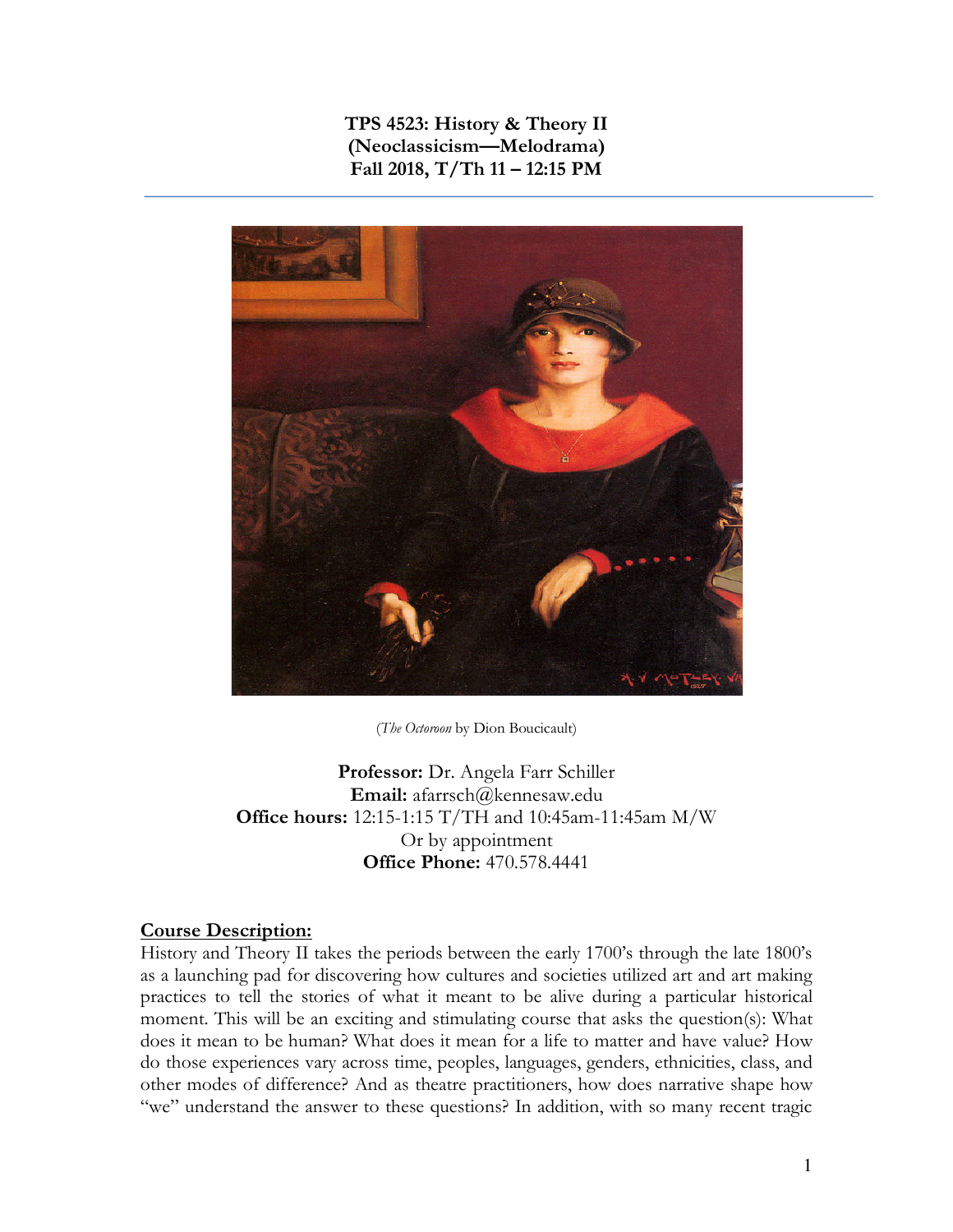**TPS 4523: History & Theory II**
**(Neoclassicism—Melodrama)**
**Fall 2018, T/Th 11 – 12:15 PM**

(*The Octoroon* by Dion Boucicault)

**Professor:** Dr. Angela Farr Schiller
**Email:** afarrsch@kennesaw.edu
**Office hours:** 12:15-1:15 T/TH and 10:45am-11:45am M/W
Or by appointment
**Office Phone:** 470.578.4441

## Course Description:

History and Theory II takes the periods between the early 1700's through the late 1800's as a launching pad for discovering how cultures and societies utilized art and art making practices to tell the stories of what it meant to be alive during a particular historical moment. This will be an exciting and stimulating course that asks the question(s): What does it mean to be human? What does it mean for a life to matter and have value? How do those experiences vary across time, peoples, languages, genders, ethnicities, class, and other modes of difference? And as theatre practitioners, how does narrative shape how "we" understand the answer to these questions? In addition, with so many recent tragic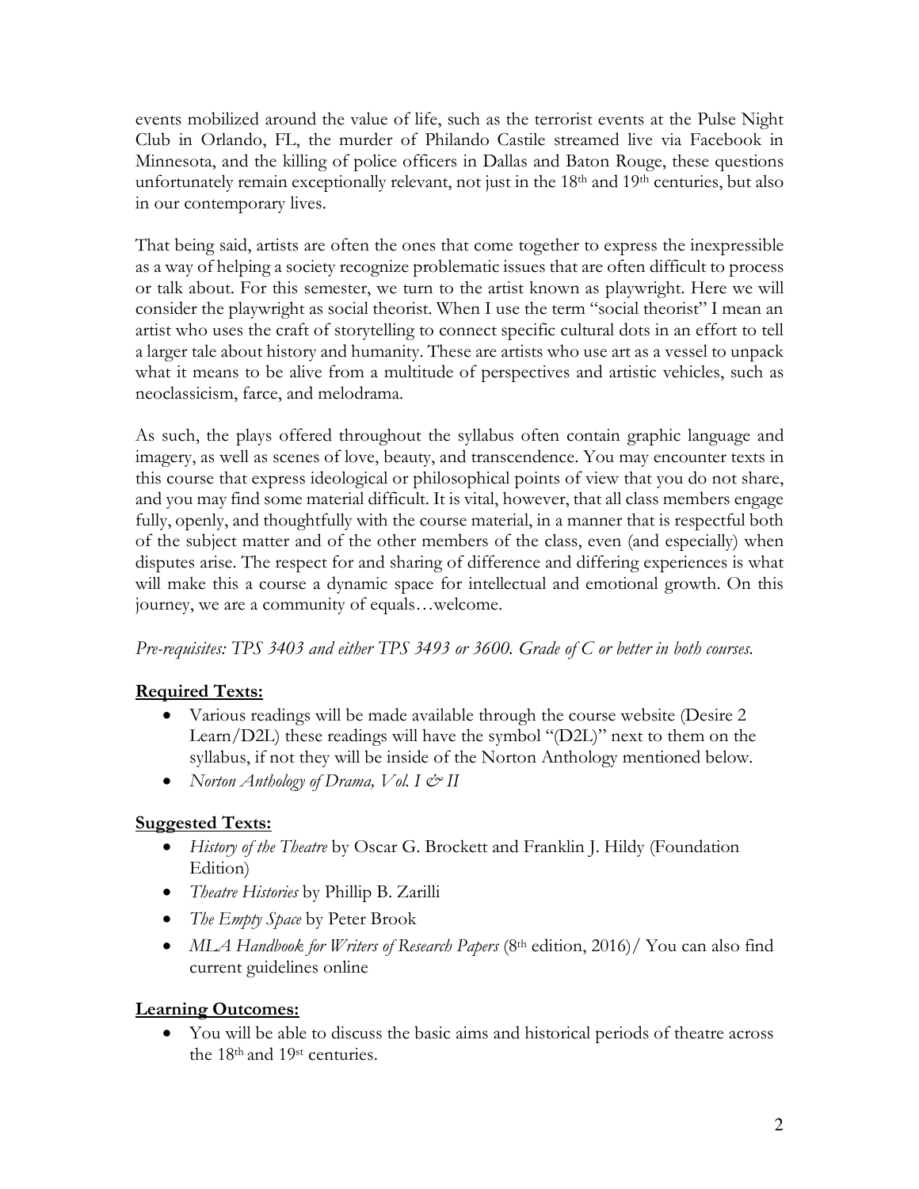events mobilized around the value of life, such as the terrorist events at the Pulse Night Club in Orlando, FL, the murder of Philando Castile streamed live via Facebook in Minnesota, and the killing of police officers in Dallas and Baton Rouge, these questions unfortunately remain exceptionally relevant, not just in the 18th and 19th centuries, but also in our contemporary lives.

That being said, artists are often the ones that come together to express the inexpressible as a way of helping a society recognize problematic issues that are often difficult to process or talk about. For this semester, we turn to the artist known as playwright. Here we will consider the playwright as social theorist. When I use the term "social theorist" I mean an artist who uses the craft of storytelling to connect specific cultural dots in an effort to tell a larger tale about history and humanity. These are artists who use art as a vessel to unpack what it means to be alive from a multitude of perspectives and artistic vehicles, such as neoclassicism, farce, and melodrama.

As such, the plays offered throughout the syllabus often contain graphic language and imagery, as well as scenes of love, beauty, and transcendence. You may encounter texts in this course that express ideological or philosophical points of view that you do not share, and you may find some material difficult. It is vital, however, that all class members engage fully, openly, and thoughtfully with the course material, in a manner that is respectful both of the subject matter and of the other members of the class, even (and especially) when disputes arise. The respect for and sharing of difference and differing experiences is what will make this a course a dynamic space for intellectual and emotional growth. On this journey, we are a community of equals…welcome.

*Pre-requisites: TPS 3403 and either TPS 3493 or 3600. Grade of C or better in both courses.*

**Required Texts:**

- Various readings will be made available through the course website (Desire 2 Learn/D2L) these readings will have the symbol "(D2L)" next to them on the syllabus, if not they will be inside of the Norton Anthology mentioned below.
- *Norton Anthology of Drama, Vol. I & II*

**Suggested Texts:**

- *History of the Theatre* by Oscar G. Brockett and Franklin J. Hildy (Foundation Edition)
- *Theatre Histories* by Phillip B. Zarilli
- *The Empty Space* by Peter Brook
- *MLA Handbook for Writers of Research Papers* (8th edition, 2016)/ You can also find current guidelines online

**Learning Outcomes:**

- You will be able to discuss the basic aims and historical periods of theatre across the 18th and 19st centuries.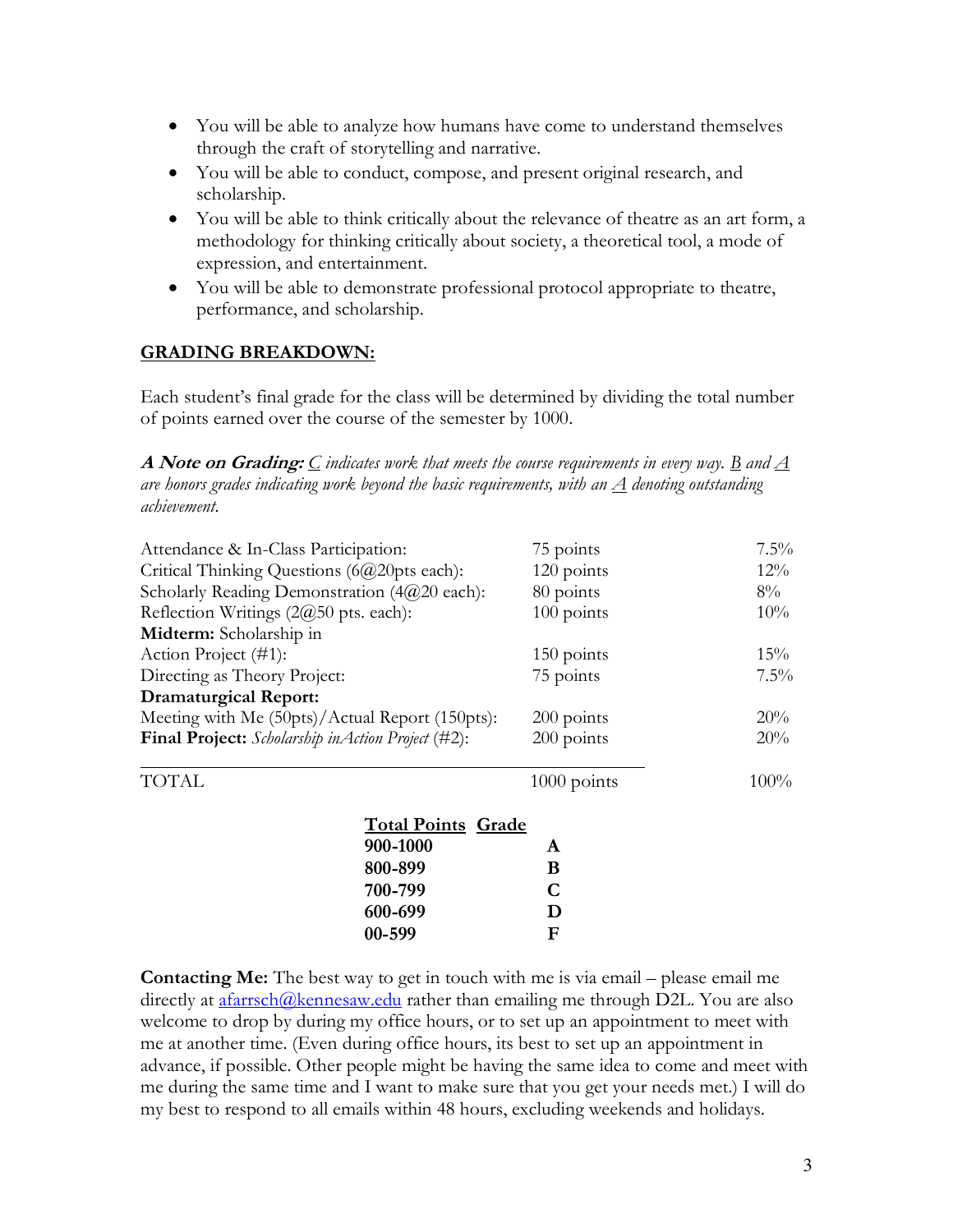- You will be able to analyze how humans have come to understand themselves through the craft of storytelling and narrative.
- You will be able to conduct, compose, and present original research, and scholarship.
- You will be able to think critically about the relevance of theatre as an art form, a methodology for thinking critically about society, a theoretical tool, a mode of expression, and entertainment.
- You will be able to demonstrate professional protocol appropriate to theatre, performance, and scholarship.

## GRADING BREAKDOWN:

Each student's final grade for the class will be determined by dividing the total number of points earned over the course of the semester by 1000.

***A Note on Grading:*** *C indicates work that meets the course requirements in every way. B and A are honors grades indicating work beyond the basic requirements, with an A denoting outstanding achievement.*

| | | |
|---|---|---|
| Attendance & In-Class Participation: | 75 points | 7.5% |
| Critical Thinking Questions (6@20pts each): | 120 points | 12% |
| Scholarly Reading Demonstration (4@20 each): | 80 points | 8% |
| Reflection Writings (2@50 pts. each): | 100 points | 10% |
| **Midterm:** Scholarship in Action Project (#1): | 150 points | 15% |
| Directing as Theory Project: | 75 points | 7.5% |
| **Dramaturgical Report:** Meeting with Me (50pts)/Actual Report (150pts): | 200 points | 20% |
| **Final Project:** *Scholarship inAction Project* (#2): | 200 points | 20% |
| TOTAL | 1000 points | 100% |

| Total Points | Grade |
|---|---|
| **900-1000** | **A** |
| **800-899** | **B** |
| **700-799** | **C** |
| **600-699** | **D** |
| **00-599** | **F** |

**Contacting Me:** The best way to get in touch with me is via email – please email me directly at afarrsch@kennesaw.edu rather than emailing me through D2L. You are also welcome to drop by during my office hours, or to set up an appointment to meet with me at another time. (Even during office hours, its best to set up an appointment in advance, if possible. Other people might be having the same idea to come and meet with me during the same time and I want to make sure that you get your needs met.) I will do my best to respond to all emails within 48 hours, excluding weekends and holidays.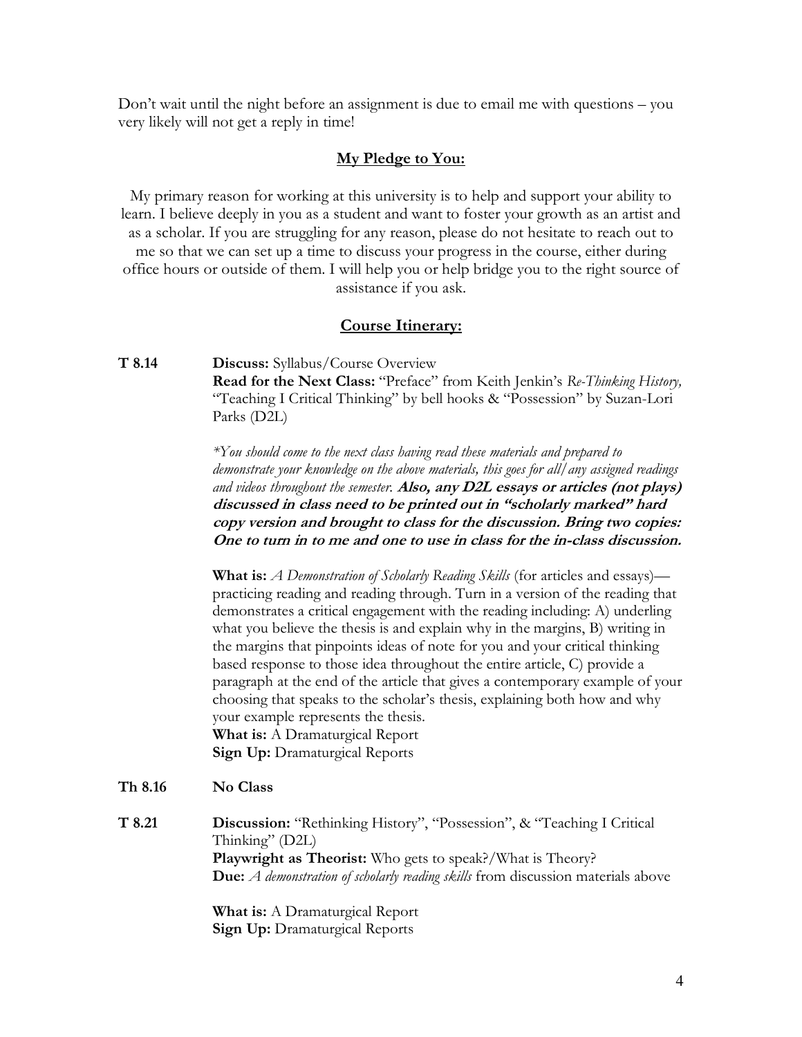Don't wait until the night before an assignment is due to email me with questions – you very likely will not get a reply in time!

## My Pledge to You:

My primary reason for working at this university is to help and support your ability to learn. I believe deeply in you as a student and want to foster your growth as an artist and as a scholar. If you are struggling for any reason, please do not hesitate to reach out to me so that we can set up a time to discuss your progress in the course, either during office hours or outside of them. I will help you or help bridge you to the right source of assistance if you ask.

## Course Itinerary:

**T 8.14**

**Discuss:** Syllabus/Course Overview
**Read for the Next Class:** "Preface" from Keith Jenkin's *Re-Thinking History,* "Teaching I Critical Thinking" by bell hooks & "Possession" by Suzan-Lori Parks (D2L)

*\*You should come to the next class having read these materials and prepared to demonstrate your knowledge on the above materials, this goes for all/any assigned readings and videos throughout the semester.* ***Also, any D2L essays or articles (not plays) discussed in class need to be printed out in "scholarly marked" hard copy version and brought to class for the discussion. Bring two copies: One to turn in to me and one to use in class for the in-class discussion.***

**What is:** *A Demonstration of Scholarly Reading Skills* (for articles and essays)—practicing reading and reading through. Turn in a version of the reading that demonstrates a critical engagement with the reading including: A) underling what you believe the thesis is and explain why in the margins, B) writing in the margins that pinpoints ideas of note for you and your critical thinking based response to those idea throughout the entire article, C) provide a paragraph at the end of the article that gives a contemporary example of your choosing that speaks to the scholar's thesis, explaining both how and why your example represents the thesis.
**What is:** A Dramaturgical Report
**Sign Up:** Dramaturgical Reports

**Th 8.16**

**No Class**

**T 8.21**

**Discussion:** "Rethinking History", "Possession", & "Teaching I Critical Thinking" (D2L)
**Playwright as Theorist:** Who gets to speak?/What is Theory?
**Due:** *A demonstration of scholarly reading skills* from discussion materials above

**What is:** A Dramaturgical Report
**Sign Up:** Dramaturgical Reports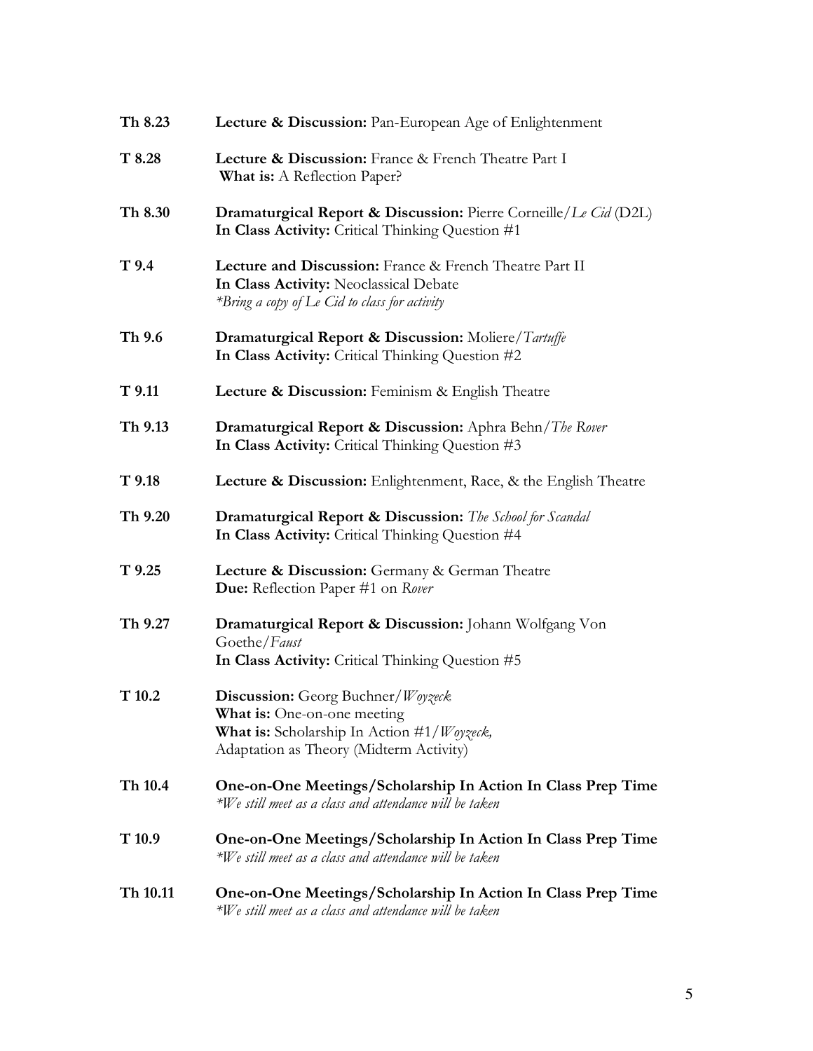| | |
|---|---|
| **Th 8.23** | **Lecture & Discussion:** Pan-European Age of Enlightenment |
| **T 8.28** | **Lecture & Discussion:** France & French Theatre Part I<br>**What is:** A Reflection Paper? |
| **Th 8.30** | **Dramaturgical Report & Discussion:** Pierre Corneille/*Le Cid* (D2L)<br>**In Class Activity:** Critical Thinking Question #1 |
| **T 9.4** | **Lecture and Discussion:** France & French Theatre Part II<br>**In Class Activity:** Neoclassical Debate<br>*\*Bring a copy of Le Cid to class for activity* |
| **Th 9.6** | **Dramaturgical Report & Discussion:** Moliere/*Tartuffe*<br>**In Class Activity:** Critical Thinking Question #2 |
| **T 9.11** | **Lecture & Discussion:** Feminism & English Theatre |
| **Th 9.13** | **Dramaturgical Report & Discussion:** Aphra Behn/*The Rover*<br>**In Class Activity:** Critical Thinking Question #3 |
| **T 9.18** | **Lecture & Discussion:** Enlightenment, Race, & the English Theatre |
| **Th 9.20** | **Dramaturgical Report & Discussion:** *The School for Scandal*<br>**In Class Activity:** Critical Thinking Question #4 |
| **T 9.25** | **Lecture & Discussion:** Germany & German Theatre<br>**Due:** Reflection Paper #1 on *Rover* |
| **Th 9.27** | **Dramaturgical Report & Discussion:** Johann Wolfgang Von Goethe/*Faust*<br>**In Class Activity:** Critical Thinking Question #5 |
| **T 10.2** | **Discussion:** Georg Buchner/*Woyzeck*<br>**What is:** One-on-one meeting<br>**What is:** Scholarship In Action #1/*Woyzeck,* Adaptation as Theory (Midterm Activity) |
| **Th 10.4** | **One-on-One Meetings/Scholarship In Action In Class Prep Time**<br>*\*We still meet as a class and attendance will be taken* |
| **T 10.9** | **One-on-One Meetings/Scholarship In Action In Class Prep Time**<br>*\*We still meet as a class and attendance will be taken* |
| **Th 10.11** | **One-on-One Meetings/Scholarship In Action In Class Prep Time**<br>*\*We still meet as a class and attendance will be taken* |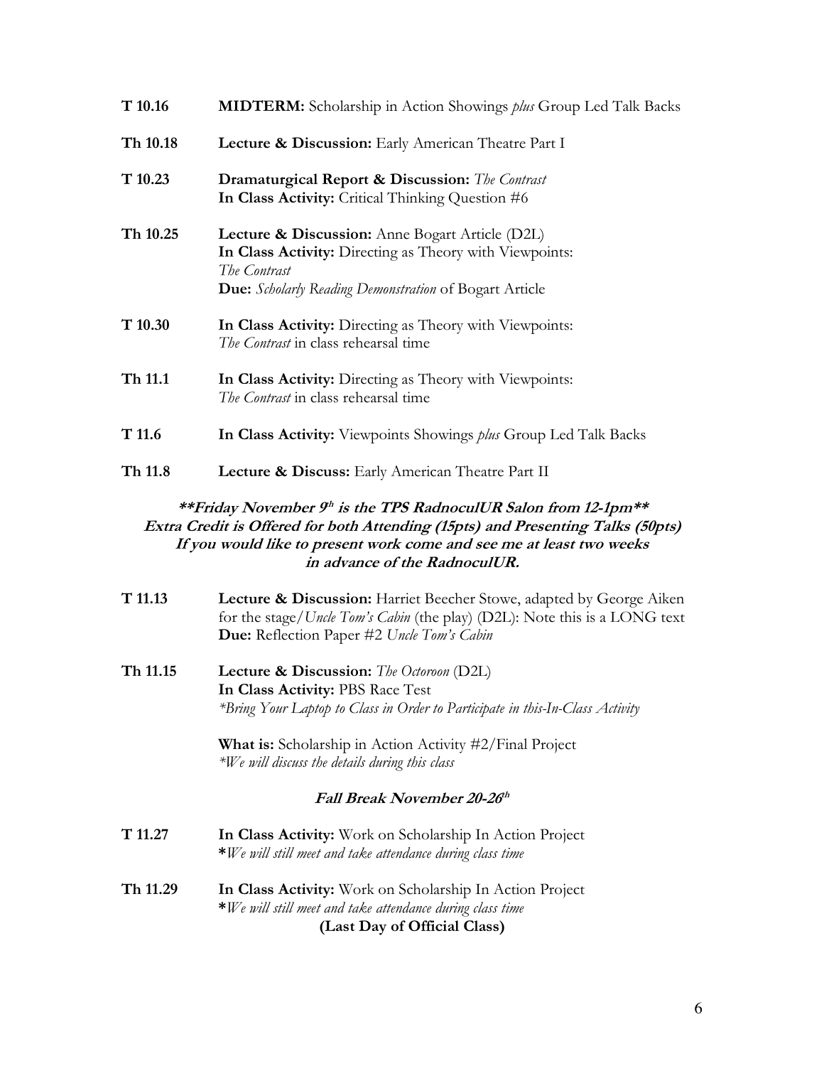| | |
|---|---|
| **T 10.16** | **MIDTERM:** Scholarship in Action Showings *plus* Group Led Talk Backs |
| **Th 10.18** | **Lecture & Discussion:** Early American Theatre Part I |
| **T 10.23** | **Dramaturgical Report & Discussion:** *The Contrast*<br>**In Class Activity:** Critical Thinking Question #6 |
| **Th 10.25** | **Lecture & Discussion:** Anne Bogart Article (D2L)<br>**In Class Activity:** Directing as Theory with Viewpoints: *The Contrast*<br>**Due:** *Scholarly Reading Demonstration* of Bogart Article |
| **T 10.30** | **In Class Activity:** Directing as Theory with Viewpoints: *The Contrast* in class rehearsal time |
| **Th 11.1** | **In Class Activity:** Directing as Theory with Viewpoints: *The Contrast* in class rehearsal time |
| **T 11.6** | **In Class Activity:** Viewpoints Showings *plus* Group Led Talk Backs |
| **Th 11.8** | **Lecture & Discuss:** Early American Theatre Part II |

***\*\*Friday November 9th is the TPS RadnoculUR Salon from 12-1pm\*\****
***Extra Credit is Offered for both Attending (15pts) and Presenting Talks (50pts)***
***If you would like to present work come and see me at least two weeks in advance of the RadnoculUR.***

| | |
|---|---|
| **T 11.13** | **Lecture & Discussion:** Harriet Beecher Stowe, adapted by George Aiken for the stage/*Uncle Tom's Cabin* (the play) (D2L): Note this is a LONG text<br>**Due:** Reflection Paper #2 *Uncle Tom's Cabin* |
| **Th 11.15** | **Lecture & Discussion:** *The Octoroon* (D2L)<br>**In Class Activity:** PBS Race Test<br>*\*Bring Your Laptop to Class in Order to Participate in this-In-Class Activity*<br><br>**What is:** Scholarship in Action Activity #2/Final Project<br>*\*We will discuss the details during this class* |

***Fall Break November 20-26th***

| | |
|---|---|
| **T 11.27** | **In Class Activity:** Work on Scholarship In Action Project<br>**\****We will still meet and take attendance during class time* |
| **Th 11.29** | **In Class Activity:** Work on Scholarship In Action Project<br>**\****We will still meet and take attendance during class time*<br>**(Last Day of Official Class)** |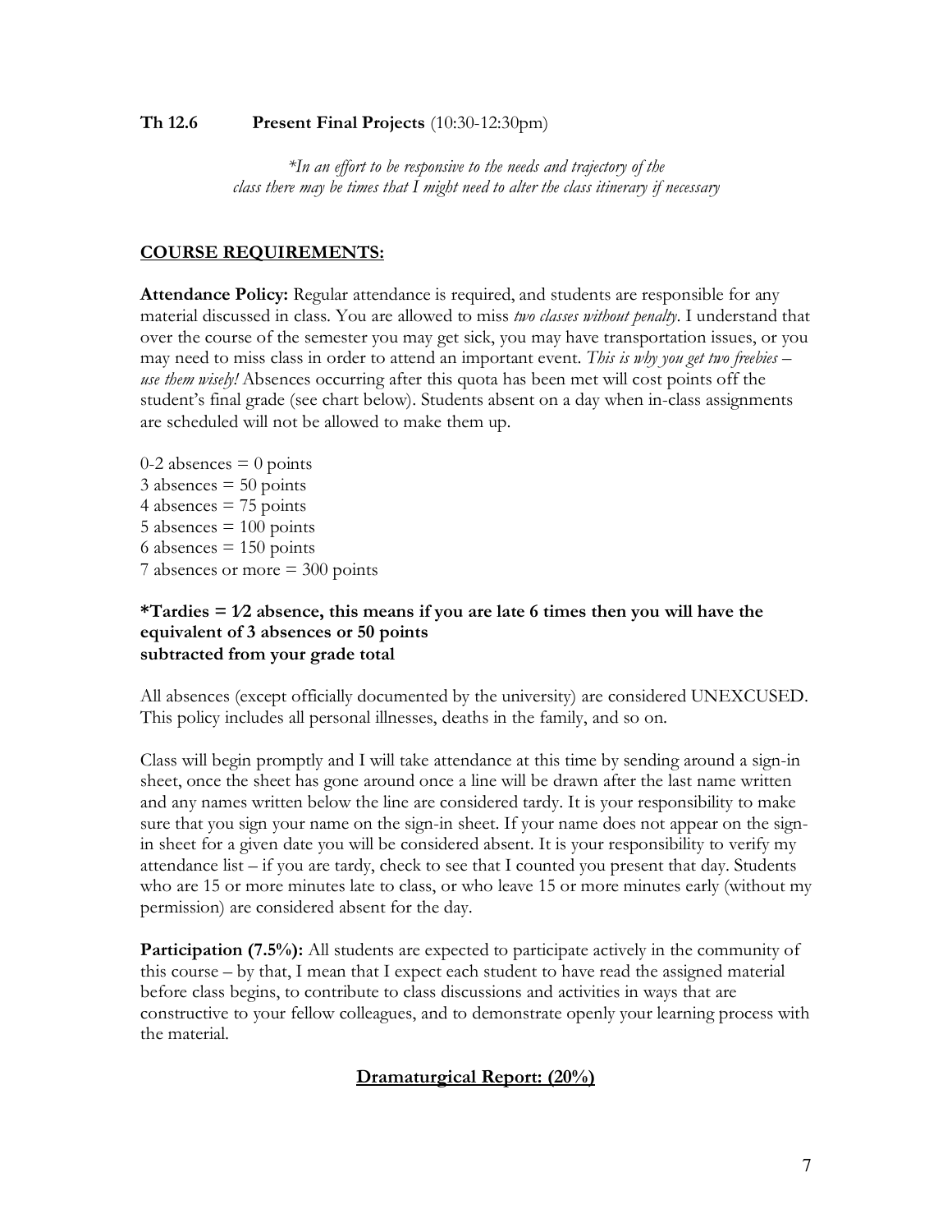**Th 12.6  Present Final Projects** (10:30-12:30pm)

*\*In an effort to be responsive to the needs and trajectory of the class there may be times that I might need to alter the class itinerary if necessary*

## COURSE REQUIREMENTS:

**Attendance Policy:** Regular attendance is required, and students are responsible for any material discussed in class. You are allowed to miss *two classes without penalty*. I understand that over the course of the semester you may get sick, you may have transportation issues, or you may need to miss class in order to attend an important event. *This is why you get two freebies – use them wisely!* Absences occurring after this quota has been met will cost points off the student's final grade (see chart below). Students absent on a day when in-class assignments are scheduled will not be allowed to make them up.

0-2 absences = 0 points
3 absences = 50 points
4 absences = 75 points
5 absences = 100 points
6 absences = 150 points
7 absences or more = 300 points

**\*Tardies = 1⁄2 absence, this means if you are late 6 times then you will have the equivalent of 3 absences or 50 points subtracted from your grade total**

All absences (except officially documented by the university) are considered UNEXCUSED. This policy includes all personal illnesses, deaths in the family, and so on.

Class will begin promptly and I will take attendance at this time by sending around a sign-in sheet, once the sheet has gone around once a line will be drawn after the last name written and any names written below the line are considered tardy. It is your responsibility to make sure that you sign your name on the sign-in sheet. If your name does not appear on the sign-in sheet for a given date you will be considered absent. It is your responsibility to verify my attendance list – if you are tardy, check to see that I counted you present that day. Students who are 15 or more minutes late to class, or who leave 15 or more minutes early (without my permission) are considered absent for the day.

**Participation (7.5%):** All students are expected to participate actively in the community of this course – by that, I mean that I expect each student to have read the assigned material before class begins, to contribute to class discussions and activities in ways that are constructive to your fellow colleagues, and to demonstrate openly your learning process with the material.

## Dramaturgical Report: (20%)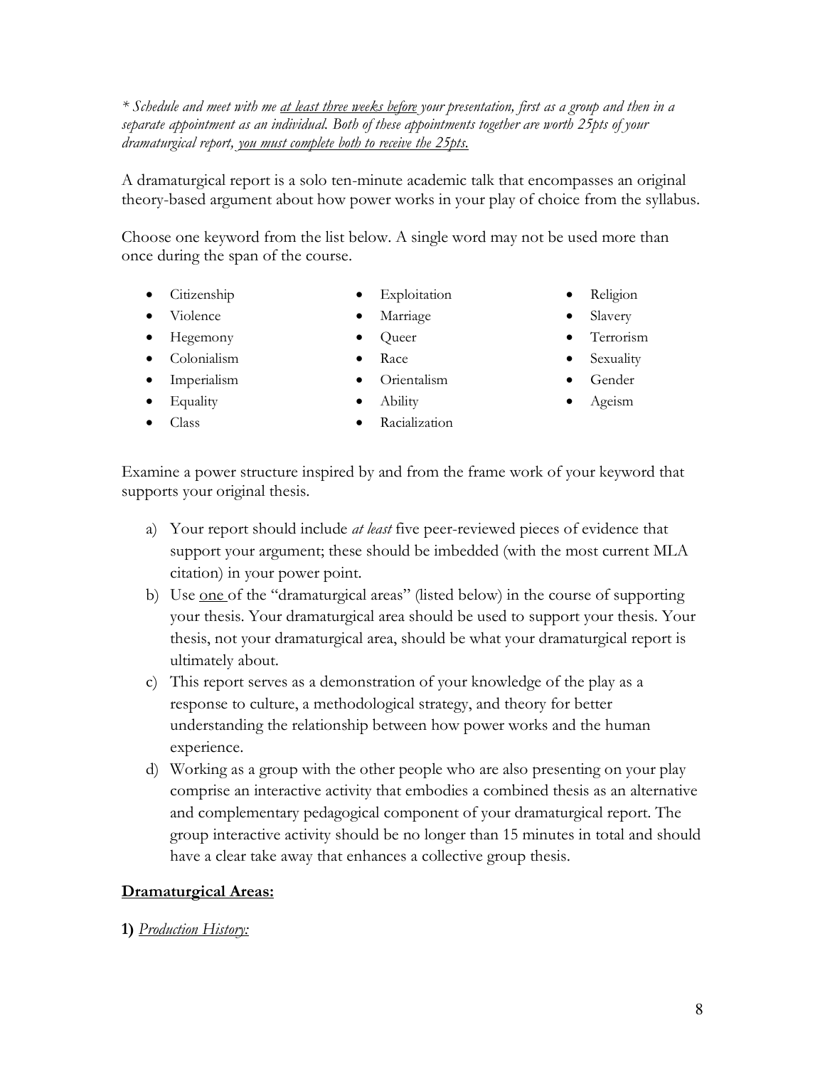*\* Schedule and meet with me <u>at least three weeks before</u> your presentation, first as a group and then in a separate appointment as an individual. Both of these appointments together are worth 25pts of your dramaturgical report, <u>you must complete both to receive the 25pts.</u>*

A dramaturgical report is a solo ten-minute academic talk that encompasses an original theory-based argument about how power works in your play of choice from the syllabus.

Choose one keyword from the list below. A single word may not be used more than once during the span of the course.

- Citizenship
- Violence
- Hegemony
- Colonialism
- Imperialism
- Equality
- Class
- Exploitation
- Marriage
- Queer
- Race
- Orientalism
- Ability
- Racialization
- Religion
- Slavery
- Terrorism
- Sexuality
- Gender
- Ageism

Examine a power structure inspired by and from the frame work of your keyword that supports your original thesis.

a) Your report should include *at least* five peer-reviewed pieces of evidence that support your argument; these should be imbedded (with the most current MLA citation) in your power point.

b) Use <u>one</u> of the "dramaturgical areas" (listed below) in the course of supporting your thesis. Your dramaturgical area should be used to support your thesis. Your thesis, not your dramaturgical area, should be what your dramaturgical report is ultimately about.

c) This report serves as a demonstration of your knowledge of the play as a response to culture, a methodological strategy, and theory for better understanding the relationship between how power works and the human experience.

d) Working as a group with the other people who are also presenting on your play comprise an interactive activity that embodies a combined thesis as an alternative and complementary pedagogical component of your dramaturgical report. The group interactive activity should be no longer than 15 minutes in total and should have a clear take away that enhances a collective group thesis.

**<u>Dramaturgical Areas:</u>**

**1)** *<u>Production History:</u>*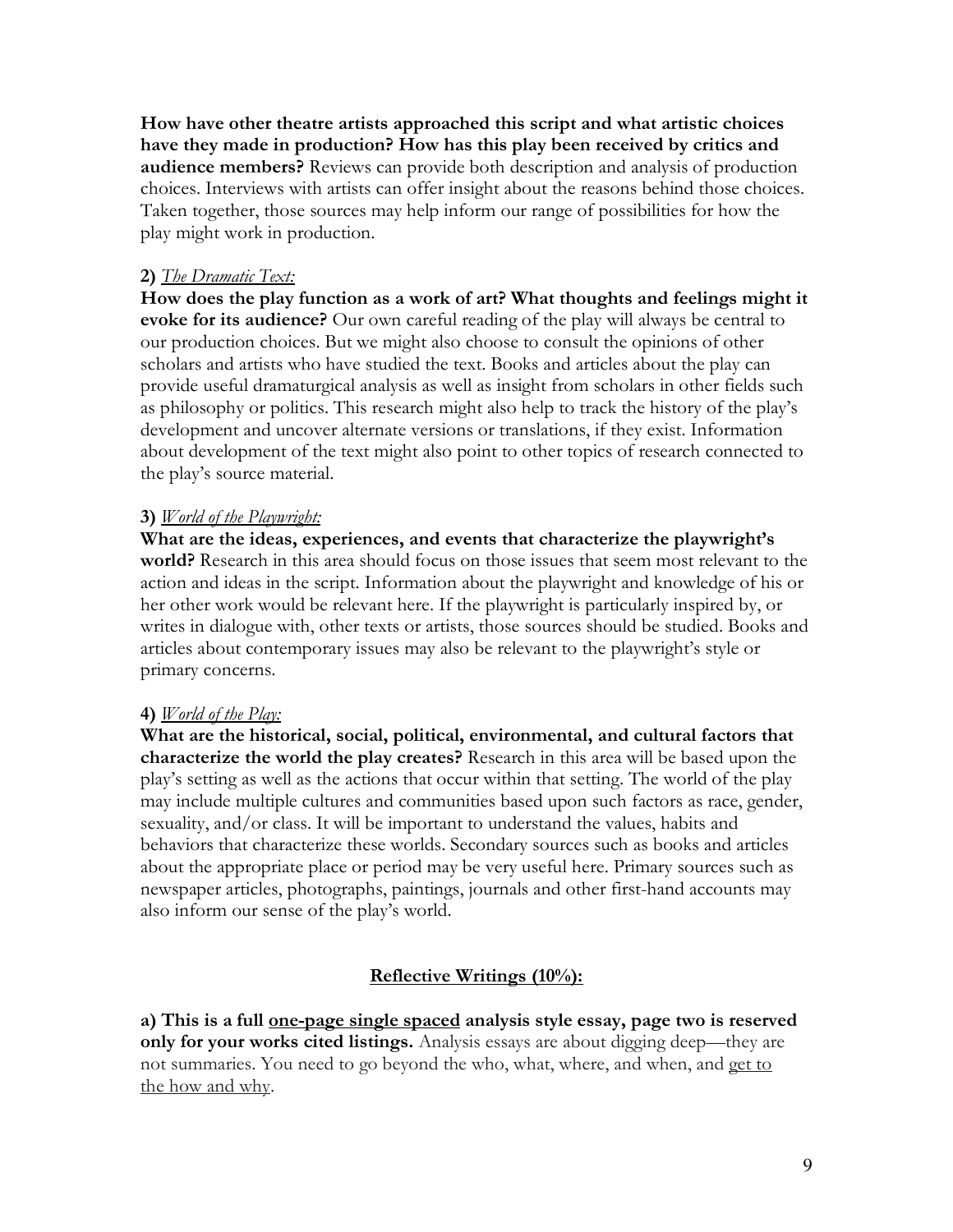**How have other theatre artists approached this script and what artistic choices have they made in production? How has this play been received by critics and audience members?** Reviews can provide both description and analysis of production choices. Interviews with artists can offer insight about the reasons behind those choices. Taken together, those sources may help inform our range of possibilities for how the play might work in production.

**2)** *The Dramatic Text:*

**How does the play function as a work of art? What thoughts and feelings might it evoke for its audience?** Our own careful reading of the play will always be central to our production choices. But we might also choose to consult the opinions of other scholars and artists who have studied the text. Books and articles about the play can provide useful dramaturgical analysis as well as insight from scholars in other fields such as philosophy or politics. This research might also help to track the history of the play's development and uncover alternate versions or translations, if they exist. Information about development of the text might also point to other topics of research connected to the play's source material.

**3)** *World of the Playwright:*

**What are the ideas, experiences, and events that characterize the playwright's world?** Research in this area should focus on those issues that seem most relevant to the action and ideas in the script. Information about the playwright and knowledge of his or her other work would be relevant here. If the playwright is particularly inspired by, or writes in dialogue with, other texts or artists, those sources should be studied. Books and articles about contemporary issues may also be relevant to the playwright's style or primary concerns.

**4)** *World of the Play:*

**What are the historical, social, political, environmental, and cultural factors that characterize the world the play creates?** Research in this area will be based upon the play's setting as well as the actions that occur within that setting. The world of the play may include multiple cultures and communities based upon such factors as race, gender, sexuality, and/or class. It will be important to understand the values, habits and behaviors that characterize these worlds. Secondary sources such as books and articles about the appropriate place or period may be very useful here. Primary sources such as newspaper articles, photographs, paintings, journals and other first-hand accounts may also inform our sense of the play's world.

## Reflective Writings (10%):

**a) This is a full one-page single spaced analysis style essay, page two is reserved only for your works cited listings.** Analysis essays are about digging deep—they are not summaries. You need to go beyond the who, what, where, and when, and get to the how and why.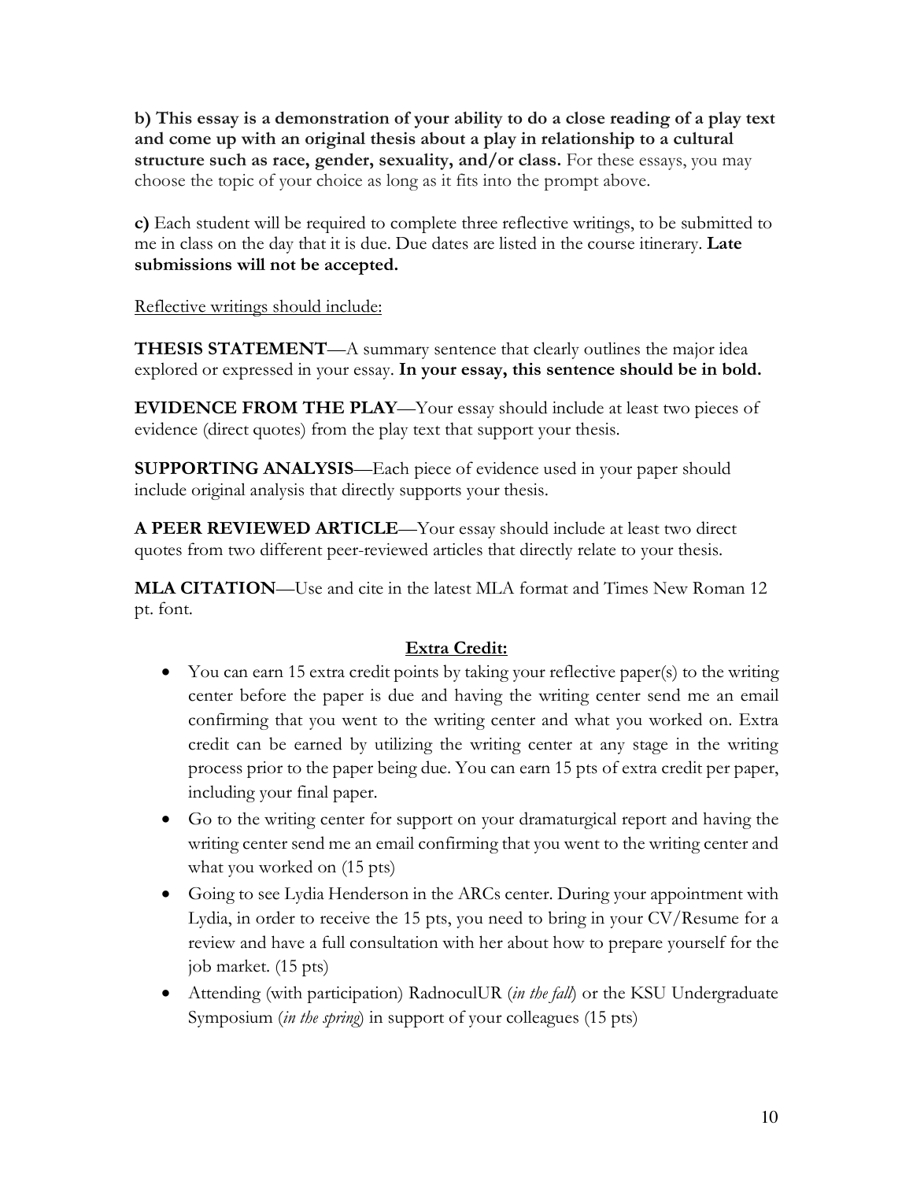**b) This essay is a demonstration of your ability to do a close reading of a play text and come up with an original thesis about a play in relationship to a cultural structure such as race, gender, sexuality, and/or class.** For these essays, you may choose the topic of your choice as long as it fits into the prompt above.

**c)** Each student will be required to complete three reflective writings, to be submitted to me in class on the day that it is due. Due dates are listed in the course itinerary. **Late submissions will not be accepted.**

<u>Reflective writings should include:</u>

**THESIS STATEMENT**—A summary sentence that clearly outlines the major idea explored or expressed in your essay. **In your essay, this sentence should be in bold.**

**EVIDENCE FROM THE PLAY**—Your essay should include at least two pieces of evidence (direct quotes) from the play text that support your thesis.

**SUPPORTING ANALYSIS**—Each piece of evidence used in your paper should include original analysis that directly supports your thesis.

**A PEER REVIEWED ARTICLE**—Your essay should include at least two direct quotes from two different peer-reviewed articles that directly relate to your thesis.

**MLA CITATION**—Use and cite in the latest MLA format and Times New Roman 12 pt. font.

**<u>Extra Credit:</u>**

- You can earn 15 extra credit points by taking your reflective paper(s) to the writing center before the paper is due and having the writing center send me an email confirming that you went to the writing center and what you worked on. Extra credit can be earned by utilizing the writing center at any stage in the writing process prior to the paper being due. You can earn 15 pts of extra credit per paper, including your final paper.
- Go to the writing center for support on your dramaturgical report and having the writing center send me an email confirming that you went to the writing center and what you worked on (15 pts)
- Going to see Lydia Henderson in the ARCs center. During your appointment with Lydia, in order to receive the 15 pts, you need to bring in your CV/Resume for a review and have a full consultation with her about how to prepare yourself for the job market. (15 pts)
- Attending (with participation) RadnoculUR (*in the fall*) or the KSU Undergraduate Symposium (*in the spring*) in support of your colleagues (15 pts)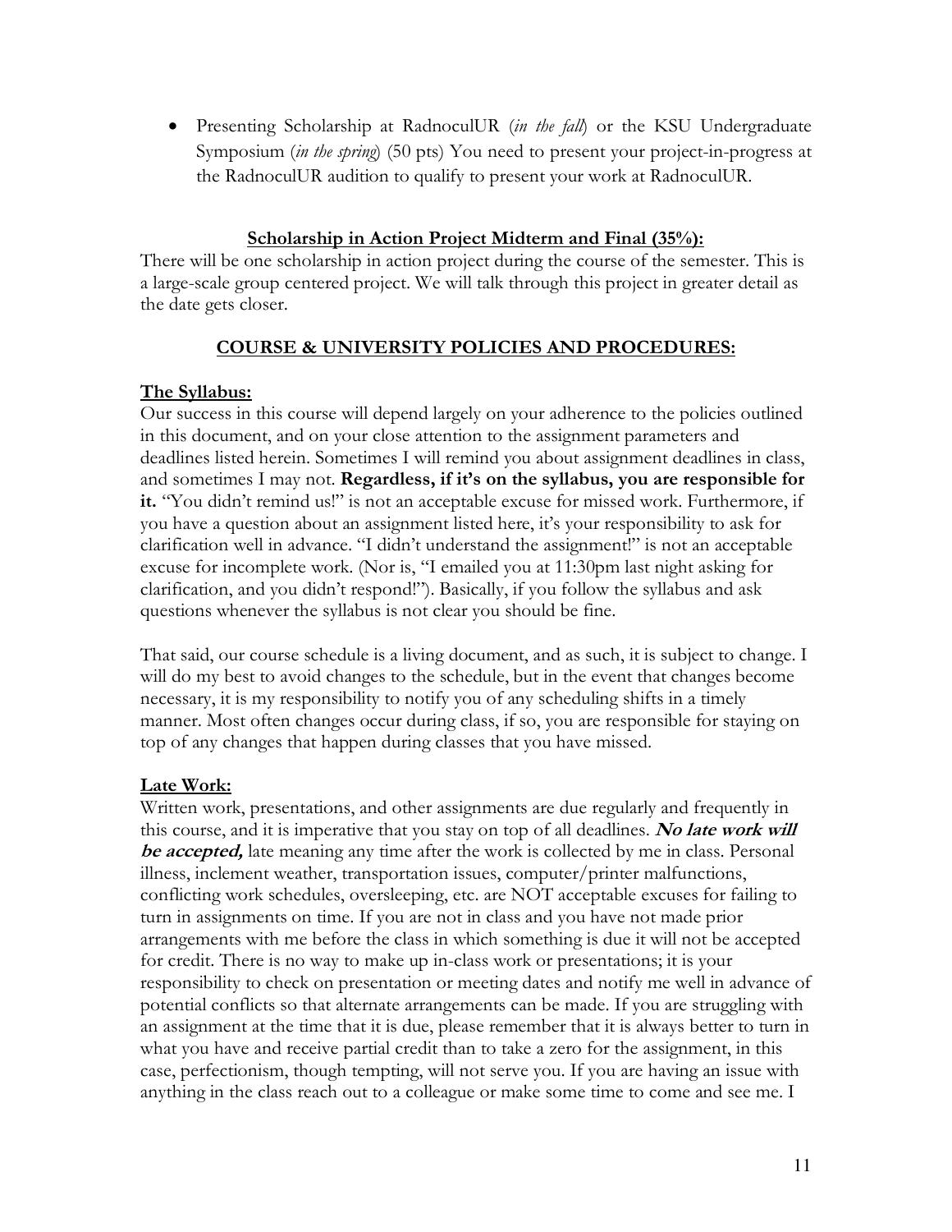- Presenting Scholarship at RadnoculUR (*in the fall*) or the KSU Undergraduate Symposium (*in the spring*) (50 pts) You need to present your project-in-progress at the RadnoculUR audition to qualify to present your work at RadnoculUR.

### Scholarship in Action Project Midterm and Final (35%):

There will be one scholarship in action project during the course of the semester. This is a large-scale group centered project. We will talk through this project in greater detail as the date gets closer.

## COURSE & UNIVERSITY POLICIES AND PROCEDURES:

### The Syllabus:

Our success in this course will depend largely on your adherence to the policies outlined in this document, and on your close attention to the assignment parameters and deadlines listed herein. Sometimes I will remind you about assignment deadlines in class, and sometimes I may not. **Regardless, if it's on the syllabus, you are responsible for it.** "You didn't remind us!" is not an acceptable excuse for missed work. Furthermore, if you have a question about an assignment listed here, it's your responsibility to ask for clarification well in advance. "I didn't understand the assignment!" is not an acceptable excuse for incomplete work. (Nor is, "I emailed you at 11:30pm last night asking for clarification, and you didn't respond!"). Basically, if you follow the syllabus and ask questions whenever the syllabus is not clear you should be fine.

That said, our course schedule is a living document, and as such, it is subject to change. I will do my best to avoid changes to the schedule, but in the event that changes become necessary, it is my responsibility to notify you of any scheduling shifts in a timely manner. Most often changes occur during class, if so, you are responsible for staying on top of any changes that happen during classes that you have missed.

### Late Work:

Written work, presentations, and other assignments are due regularly and frequently in this course, and it is imperative that you stay on top of all deadlines. ***No late work will be accepted,*** late meaning any time after the work is collected by me in class. Personal illness, inclement weather, transportation issues, computer/printer malfunctions, conflicting work schedules, oversleeping, etc. are NOT acceptable excuses for failing to turn in assignments on time. If you are not in class and you have not made prior arrangements with me before the class in which something is due it will not be accepted for credit. There is no way to make up in-class work or presentations; it is your responsibility to check on presentation or meeting dates and notify me well in advance of potential conflicts so that alternate arrangements can be made. If you are struggling with an assignment at the time that it is due, please remember that it is always better to turn in what you have and receive partial credit than to take a zero for the assignment, in this case, perfectionism, though tempting, will not serve you. If you are having an issue with anything in the class reach out to a colleague or make some time to come and see me. I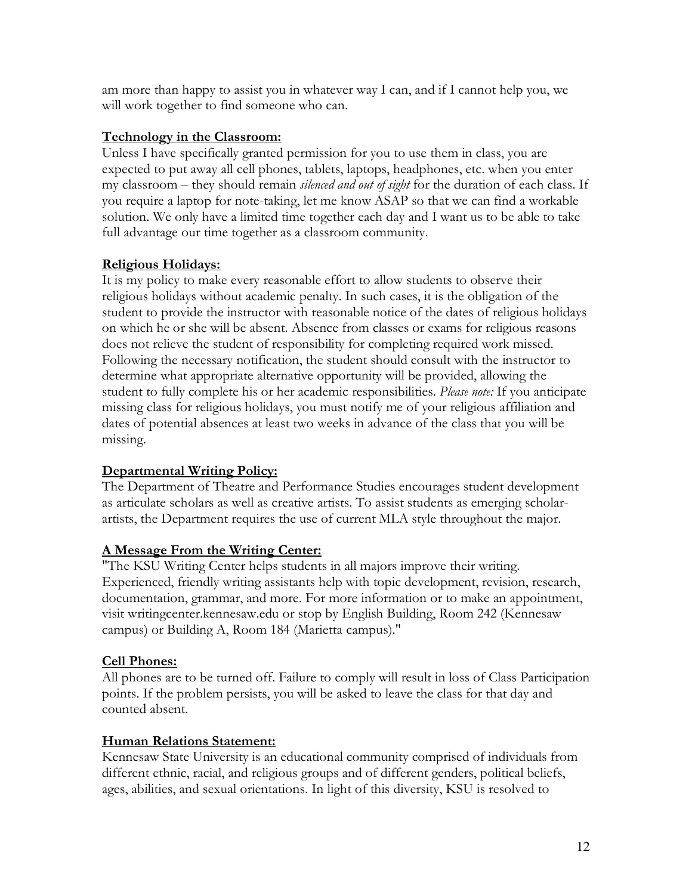am more than happy to assist you in whatever way I can, and if I cannot help you, we will work together to find someone who can.

**Technology in the Classroom:**

Unless I have specifically granted permission for you to use them in class, you are expected to put away all cell phones, tablets, laptops, headphones, etc. when you enter my classroom – they should remain *silenced and out of sight* for the duration of each class. If you require a laptop for note-taking, let me know ASAP so that we can find a workable solution. We only have a limited time together each day and I want us to be able to take full advantage our time together as a classroom community.

**Religious Holidays:**

It is my policy to make every reasonable effort to allow students to observe their religious holidays without academic penalty. In such cases, it is the obligation of the student to provide the instructor with reasonable notice of the dates of religious holidays on which he or she will be absent. Absence from classes or exams for religious reasons does not relieve the student of responsibility for completing required work missed. Following the necessary notification, the student should consult with the instructor to determine what appropriate alternative opportunity will be provided, allowing the student to fully complete his or her academic responsibilities. *Please note:* If you anticipate missing class for religious holidays, you must notify me of your religious affiliation and dates of potential absences at least two weeks in advance of the class that you will be missing.

**Departmental Writing Policy:**

The Department of Theatre and Performance Studies encourages student development as articulate scholars as well as creative artists. To assist students as emerging scholar-artists, the Department requires the use of current MLA style throughout the major.

**A Message From the Writing Center:**

"The KSU Writing Center helps students in all majors improve their writing. Experienced, friendly writing assistants help with topic development, revision, research, documentation, grammar, and more. For more information or to make an appointment, visit writingcenter.kennesaw.edu or stop by English Building, Room 242 (Kennesaw campus) or Building A, Room 184 (Marietta campus)."

**Cell Phones:**

All phones are to be turned off. Failure to comply will result in loss of Class Participation points. If the problem persists, you will be asked to leave the class for that day and counted absent.

**Human Relations Statement:**

Kennesaw State University is an educational community comprised of individuals from different ethnic, racial, and religious groups and of different genders, political beliefs, ages, abilities, and sexual orientations. In light of this diversity, KSU is resolved to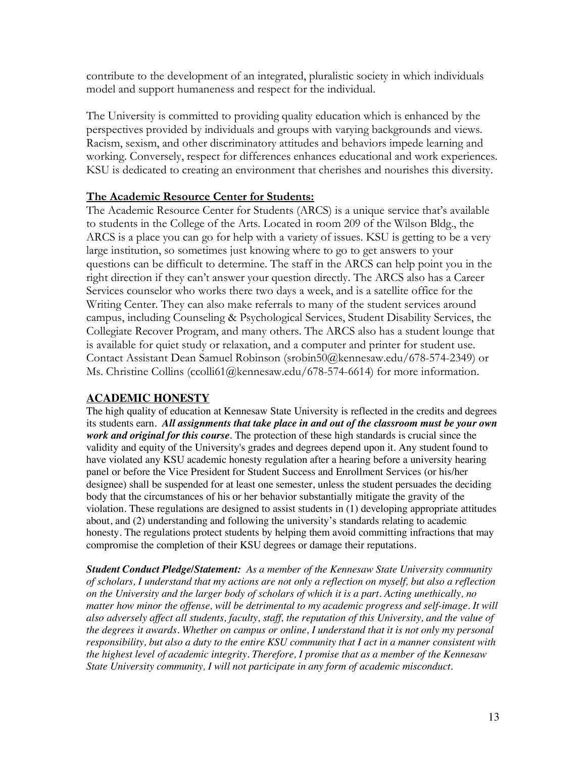contribute to the development of an integrated, pluralistic society in which individuals model and support humaneness and respect for the individual.

The University is committed to providing quality education which is enhanced by the perspectives provided by individuals and groups with varying backgrounds and views. Racism, sexism, and other discriminatory attitudes and behaviors impede learning and working. Conversely, respect for differences enhances educational and work experiences. KSU is dedicated to creating an environment that cherishes and nourishes this diversity.

**The Academic Resource Center for Students:**

The Academic Resource Center for Students (ARCS) is a unique service that's available to students in the College of the Arts. Located in room 209 of the Wilson Bldg., the ARCS is a place you can go for help with a variety of issues. KSU is getting to be a very large institution, so sometimes just knowing where to go to get answers to your questions can be difficult to determine. The staff in the ARCS can help point you in the right direction if they can't answer your question directly. The ARCS also has a Career Services counselor who works there two days a week, and is a satellite office for the Writing Center. They can also make referrals to many of the student services around campus, including Counseling & Psychological Services, Student Disability Services, the Collegiate Recover Program, and many others. The ARCS also has a student lounge that is available for quiet study or relaxation, and a computer and printer for student use. Contact Assistant Dean Samuel Robinson (srobin50@kennesaw.edu/678-574-2349) or Ms. Christine Collins (ccolli61@kennesaw.edu/678-574-6614) for more information.

## ACADEMIC HONESTY

The high quality of education at Kennesaw State University is reflected in the credits and degrees its students earn. ***All assignments that take place in and out of the classroom must be your own work and original for this course***. The protection of these high standards is crucial since the validity and equity of the University's grades and degrees depend upon it. Any student found to have violated any KSU academic honesty regulation after a hearing before a university hearing panel or before the Vice President for Student Success and Enrollment Services (or his/her designee) shall be suspended for at least one semester, unless the student persuades the deciding body that the circumstances of his or her behavior substantially mitigate the gravity of the violation. These regulations are designed to assist students in (1) developing appropriate attitudes about, and (2) understanding and following the university's standards relating to academic honesty. The regulations protect students by helping them avoid committing infractions that may compromise the completion of their KSU degrees or damage their reputations.

***Student Conduct Pledge/Statement:*** *As a member of the Kennesaw State University community of scholars, I understand that my actions are not only a reflection on myself, but also a reflection on the University and the larger body of scholars of which it is a part. Acting unethically, no matter how minor the offense, will be detrimental to my academic progress and self-image. It will also adversely affect all students, faculty, staff, the reputation of this University, and the value of the degrees it awards. Whether on campus or online, I understand that it is not only my personal responsibility, but also a duty to the entire KSU community that I act in a manner consistent with the highest level of academic integrity. Therefore, I promise that as a member of the Kennesaw State University community, I will not participate in any form of academic misconduct.*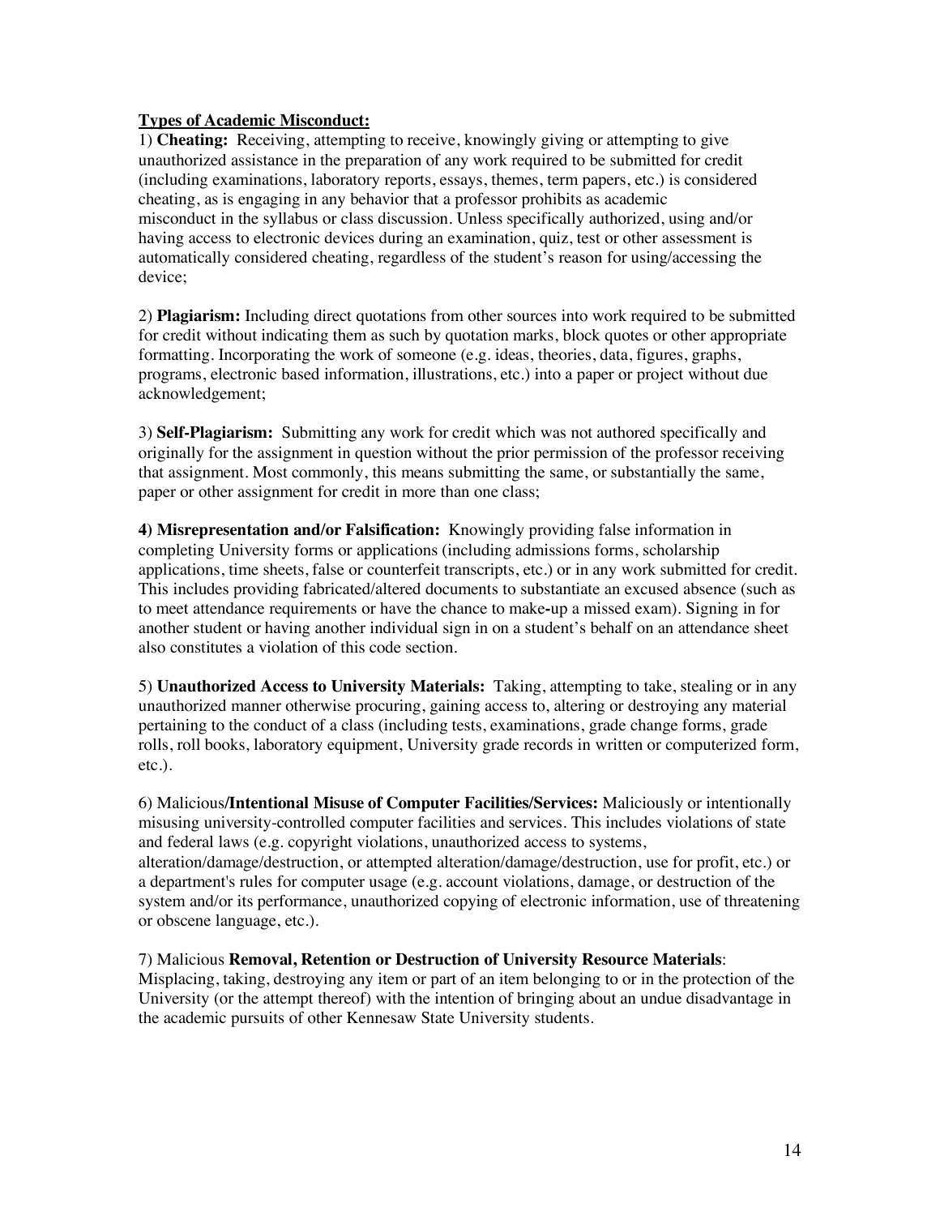**Types of Academic Misconduct:**

1) **Cheating:** Receiving, attempting to receive, knowingly giving or attempting to give unauthorized assistance in the preparation of any work required to be submitted for credit (including examinations, laboratory reports, essays, themes, term papers, etc.) is considered cheating, as is engaging in any behavior that a professor prohibits as academic misconduct in the syllabus or class discussion. Unless specifically authorized, using and/or having access to electronic devices during an examination, quiz, test or other assessment is automatically considered cheating, regardless of the student's reason for using/accessing the device;

2) **Plagiarism:** Including direct quotations from other sources into work required to be submitted for credit without indicating them as such by quotation marks, block quotes or other appropriate formatting. Incorporating the work of someone (e.g. ideas, theories, data, figures, graphs, programs, electronic based information, illustrations, etc.) into a paper or project without due acknowledgement;

3) **Self-Plagiarism:** Submitting any work for credit which was not authored specifically and originally for the assignment in question without the prior permission of the professor receiving that assignment. Most commonly, this means submitting the same, or substantially the same, paper or other assignment for credit in more than one class;

**4) Misrepresentation and/or Falsification:** Knowingly providing false information in completing University forms or applications (including admissions forms, scholarship applications, time sheets, false or counterfeit transcripts, etc.) or in any work submitted for credit. This includes providing fabricated/altered documents to substantiate an excused absence (such as to meet attendance requirements or have the chance to make-up a missed exam). Signing in for another student or having another individual sign in on a student's behalf on an attendance sheet also constitutes a violation of this code section.

5) **Unauthorized Access to University Materials:** Taking, attempting to take, stealing or in any unauthorized manner otherwise procuring, gaining access to, altering or destroying any material pertaining to the conduct of a class (including tests, examinations, grade change forms, grade rolls, roll books, laboratory equipment, University grade records in written or computerized form, etc.).

6) Malicious**/Intentional Misuse of Computer Facilities/Services:** Maliciously or intentionally misusing university-controlled computer facilities and services. This includes violations of state and federal laws (e.g. copyright violations, unauthorized access to systems, alteration/damage/destruction, or attempted alteration/damage/destruction, use for profit, etc.) or a department's rules for computer usage (e.g. account violations, damage, or destruction of the system and/or its performance, unauthorized copying of electronic information, use of threatening or obscene language, etc.).

7) Malicious **Removal, Retention or Destruction of University Resource Materials**: Misplacing, taking, destroying any item or part of an item belonging to or in the protection of the University (or the attempt thereof) with the intention of bringing about an undue disadvantage in the academic pursuits of other Kennesaw State University students.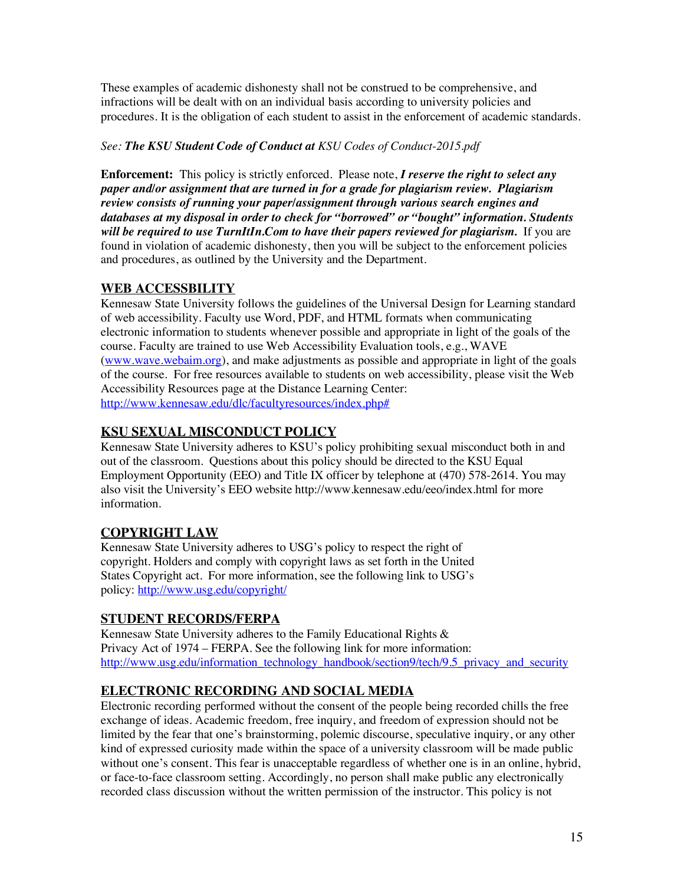These examples of academic dishonesty shall not be construed to be comprehensive, and infractions will be dealt with on an individual basis according to university policies and procedures. It is the obligation of each student to assist in the enforcement of academic standards.

*See:* ***The KSU Student Code of Conduct at*** *KSU Codes of Conduct-2015.pdf*

**Enforcement:** This policy is strictly enforced. Please note, ***I reserve the right to select any paper and/or assignment that are turned in for a grade for plagiarism review. Plagiarism review consists of running your paper/assignment through various search engines and databases at my disposal in order to check for "borrowed" or "bought" information. Students will be required to use TurnItIn.Com to have their papers reviewed for plagiarism.*** If you are found in violation of academic dishonesty, then you will be subject to the enforcement policies and procedures, as outlined by the University and the Department.

## WEB ACCESSBILITY

Kennesaw State University follows the guidelines of the Universal Design for Learning standard of web accessibility. Faculty use Word, PDF, and HTML formats when communicating electronic information to students whenever possible and appropriate in light of the goals of the course. Faculty are trained to use Web Accessibility Evaluation tools, e.g., WAVE (www.wave.webaim.org), and make adjustments as possible and appropriate in light of the goals of the course. For free resources available to students on web accessibility, please visit the Web Accessibility Resources page at the Distance Learning Center: http://www.kennesaw.edu/dlc/facultyresources/index.php#

## KSU SEXUAL MISCONDUCT POLICY

Kennesaw State University adheres to KSU's policy prohibiting sexual misconduct both in and out of the classroom. Questions about this policy should be directed to the KSU Equal Employment Opportunity (EEO) and Title IX officer by telephone at (470) 578-2614. You may also visit the University's EEO website http://www.kennesaw.edu/eeo/index.html for more information.

## COPYRIGHT LAW

Kennesaw State University adheres to USG's policy to respect the right of copyright. Holders and comply with copyright laws as set forth in the United States Copyright act. For more information, see the following link to USG's policy: http://www.usg.edu/copyright/

## STUDENT RECORDS/FERPA

Kennesaw State University adheres to the Family Educational Rights & Privacy Act of 1974 – FERPA. See the following link for more information: http://www.usg.edu/information_technology_handbook/section9/tech/9.5_privacy_and_security

## ELECTRONIC RECORDING AND SOCIAL MEDIA

Electronic recording performed without the consent of the people being recorded chills the free exchange of ideas. Academic freedom, free inquiry, and freedom of expression should not be limited by the fear that one's brainstorming, polemic discourse, speculative inquiry, or any other kind of expressed curiosity made within the space of a university classroom will be made public without one's consent. This fear is unacceptable regardless of whether one is in an online, hybrid, or face-to-face classroom setting. Accordingly, no person shall make public any electronically recorded class discussion without the written permission of the instructor. This policy is not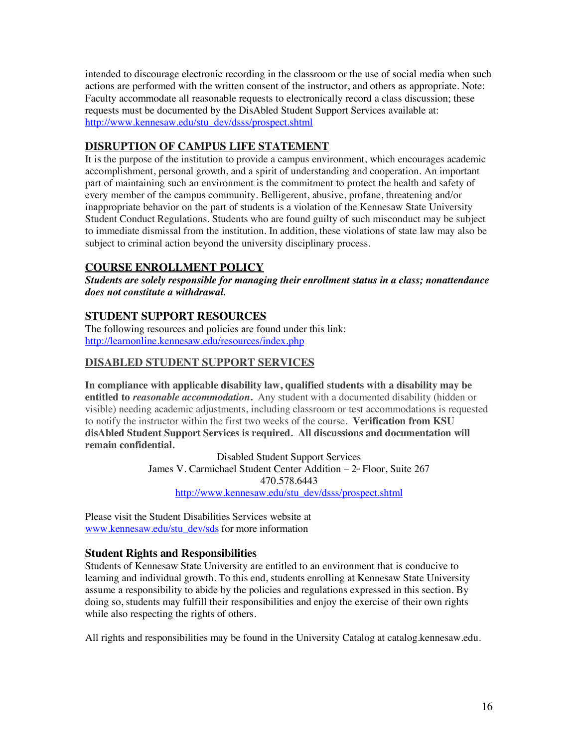intended to discourage electronic recording in the classroom or the use of social media when such actions are performed with the written consent of the instructor, and others as appropriate. Note: Faculty accommodate all reasonable requests to electronically record a class discussion; these requests must be documented by the DisAbled Student Support Services available at: http://www.kennesaw.edu/stu_dev/dsss/prospect.shtml

## DISRUPTION OF CAMPUS LIFE STATEMENT

It is the purpose of the institution to provide a campus environment, which encourages academic accomplishment, personal growth, and a spirit of understanding and cooperation. An important part of maintaining such an environment is the commitment to protect the health and safety of every member of the campus community. Belligerent, abusive, profane, threatening and/or inappropriate behavior on the part of students is a violation of the Kennesaw State University Student Conduct Regulations. Students who are found guilty of such misconduct may be subject to immediate dismissal from the institution. In addition, these violations of state law may also be subject to criminal action beyond the university disciplinary process.

## COURSE ENROLLMENT POLICY

***Students are solely responsible for managing their enrollment status in a class; nonattendance does not constitute a withdrawal.***

## STUDENT SUPPORT RESOURCES

The following resources and policies are found under this link:
http://learnonline.kennesaw.edu/resources/index.php

## DISABLED STUDENT SUPPORT SERVICES

**In compliance with applicable disability law, qualified students with a disability may be entitled to *reasonable accommodation*.** Any student with a documented disability (hidden or visible) needing academic adjustments, including classroom or test accommodations is requested to notify the instructor within the first two weeks of the course. **Verification from KSU disAbled Student Support Services is required. All discussions and documentation will remain confidential.**

Disabled Student Support Services
James V. Carmichael Student Center Addition – 2nd Floor, Suite 267
470.578.6443
http://www.kennesaw.edu/stu_dev/dsss/prospect.shtml

Please visit the Student Disabilities Services website at www.kennesaw.edu/stu_dev/sds for more information

## Student Rights and Responsibilities

Students of Kennesaw State University are entitled to an environment that is conducive to learning and individual growth. To this end, students enrolling at Kennesaw State University assume a responsibility to abide by the policies and regulations expressed in this section. By doing so, students may fulfill their responsibilities and enjoy the exercise of their own rights while also respecting the rights of others.

All rights and responsibilities may be found in the University Catalog at catalog.kennesaw.edu.